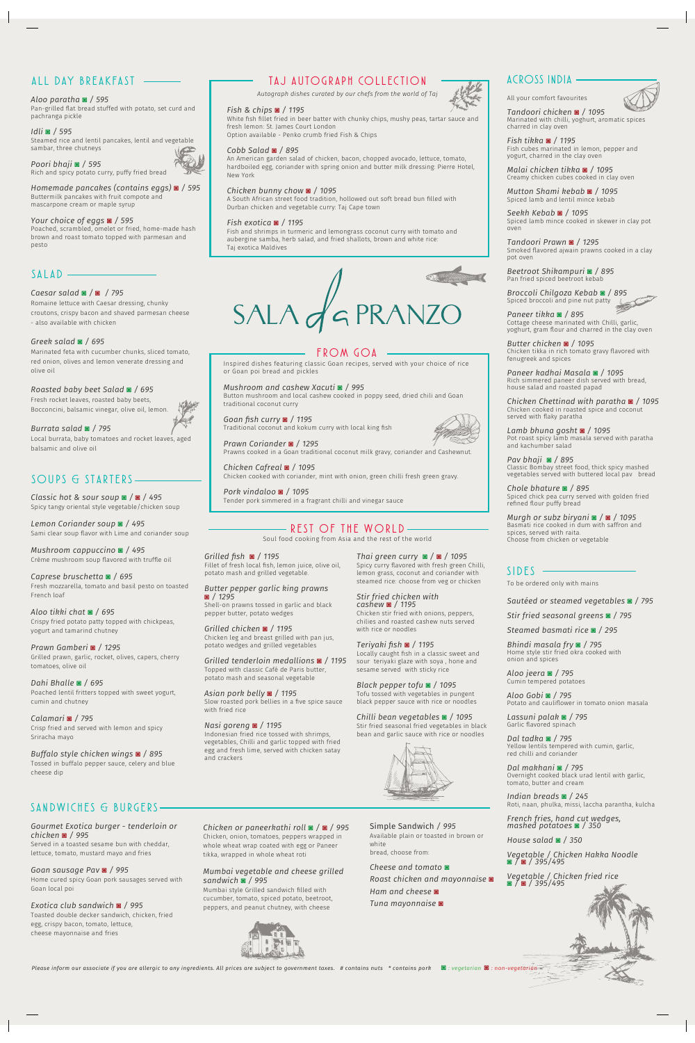# SALA da PRANZO

## ALL DAY BREAKFAST

*Aloo paratha* ▣ / 595
Pan-grilled flat bread stuffed with potato, set curd and pachranga pickle

*Idli* ▣ / 595
Steamed rice and lentil pancakes, rice and lentil pancakes, lentil and vegetable sambar, three chutneys

*Poori bhaji* ▣ / 595
Rich and spicy potato curry, puffy fried bread

*Homemade pancakes (contains eggs)* ▣ / 595
Buttermilk pancakes with fruit compote and mascarpone cream or maple syrup

*Your choice of eggs* ▣ / 595
Poached, scrambled, omelet or fried, home-made hash brown and roast tomato topped with parmesan and pesto

## SALAD

*Caesar salad* ▣ / ▣ / 795
Romaine lettuce with Caesar dressing, chunky croutons, crispy bacon and shaved parmesan cheese - also available with chicken

*Greek salad* ▣ / 695
Marinated feta with cucumber chunks, sliced tomato, red onion, olives and lemon venerate dressing and olive oil

*Roasted baby beet Salad* ▣ / 695
Fresh rocket leaves, roasted baby beets, Bocconcini, balsamic vinegar, olive oil, lemon.

*Burrata salad* ▣ / 795
Local burrata, baby tomatoes and rocket leaves, aged balsamic and olive oil

## SOUPS & STARTERS

*Classic hot & sour soup* ▣ / ▣ / 495
Spicy tangy oriental style vegetable/chicken soup

*Lemon Coriander soup* ▣ / 495
Sami clear soup flavor with Lime and coriander soup

*Mushroom cappuccino* ▣ / 495
Crème mushroom soup flavored with truffle oil

*Caprese bruschetta* ▣ / 695
Fresh mozzarella, tomato and basil pesto on toasted French loaf

*Aloo tikki chat* ▣ / 695
Crispy fried potato patty topped with chickpeas, yogurt and tamarind chutney

*Prawn Gamberi* ▣ / 1295
Grilled prawn, garlic, rocket, olives, capers, cherry tomatoes, olive oil

*Dahi Bhalle* ▣ / 695
Poached lentil fritters topped with sweet yogurt, cumin and chutney

*Calamari* ▣ / 795
Crisp fried and served with lemon and spicy Sriracha mayo

*Buffalo style chicken wings* ▣ / 895
Tossed in buffalo pepper sauce, celery and blue cheese dip

## TAJ AUTOGRAPH COLLECTION

*Autograph dishes curated by our chefs from the world of Taj*

*Fish & chips* ▣ / 1195
White fish fillet fried in beer batter with chunky chips, mushy peas, tartar sauce and fresh lemon: St. James Court London
Option available - Penko crumb fried Fish & Chips

*Cobb Salad* ▣ / 895
An American garden salad of chicken, bacon, chopped avocado, lettuce, tomato, hardboiled egg, coriander with spring onion and butter milk dressing: Pierre Hotel, New York

*Chicken bunny chow* ▣ / 1095
A South African street food tradition, hollowed out soft bread bun filled with Durban chicken and vegetable curry: Taj Cape town

*Fish exotica* ▣ / 1195
Fish and shrimps in turmeric and lemongrass coconut curry with tomato and aubergine samba, herb salad, and fried shallots, brown and white rice: Taj exotica Maldives

## FROM GOA

Inspired dishes featuring classic Goan recipes, served with your choice of rice or Goan poi bread and pickles

*Mushroom and cashew Xacuti* ▣ / 995
Button mushroom and local cashew cooked in poppy seed, dried chili and Goan traditional coconut curry

*Goan fish curry* ▣ / 1195
Traditional coconut and kokum curry with local king fish

*Prawn Coriander* ▣ / 1295
Prawns cooked in a Goan traditional coconut milk gravy, coriander and Cashewnut.

*Chicken Cafreal* ▣ / 1095
Chicken cooked with coriander, mint with onion, green chilli fresh green gravy.

*Pork vindaloo* ▣ / 1095
Tender pork simmered in a fragrant chilli and vinegar sauce

## REST OF THE WORLD

Soul food cooking from Asia and the rest of the world

*Grilled fish* ▣ / 1195
Fillet of fresh local fish, lemon juice, olive oil, potato mash and grilled vegetable.

*Butter pepper garlic king prawns* ▣ / 1295
Shell-on prawns tossed in garlic and black pepper butter, potato wedges

*Grilled chicken* ▣ / 1195
Chicken leg and breast grilled with pan jus, potato wedges and grilled vegetables

*Grilled tenderloin medallions* ▣ / 1195
Topped with classic Café de Paris butter, potato mash and seasonal vegetable

*Asian pork belly* ▣ / 1195
Slow roasted pork bellies in a five spice sauce with fried rice

*Nasi goreng* ▣ / 1195
Indonesian fried rice tossed with shrimps, vegetables, Chilli and garlic topped with fried egg and fresh lime, served with chicken satay and crackers

*Thai green curry* ▣ / ▣ / 1095
Spicy curry flavored with fresh green Chilli, lemon grass, coconut and coriander with steamed rice: choose from veg or chicken

*Stir fried chicken with cashew* ▣ / 1195
Chicken stir fried with onions, peppers, chilies and roasted cashew nuts served with rice or noodles

*Teriyaki fish* ▣ / 1195
Locally caught fish in a classic sweet and sour teriyaki glaze with soya, hone and sesame served with sticky rice

*Black pepper tofu* ▣ / 1095
Tofu tossed with vegetables in pungent black pepper sauce with rice or noodles

*Chilli bean vegetables* ▣ / 1095
Stir fried seasonal fried vegetables in black bean and garlic sauce with rice or noodles

## ACROSS INDIA

All your comfort favourites

*Tandoori chicken* ▣ / 1095
Marinated with chilli, yoghurt, aromatic spices charred in clay oven

*Fish tikka* ▣ / 1195
Fish cubes marinated in lemon, pepper and yogurt, charred in the clay oven

*Malai chicken tikka* ▣ / 1095
Creamy chicken cubes cooked in clay oven

*Mutton Shami kebab* ▣ / 1095
Spiced lamb and lentil mince kebab

*Seekh Kebab* ▣ / 1095
Spiced lamb mince cooked in skewer in clay pot oven

*Tandoori Prawn* ▣ / 1295
Smoked flavored ajwain prawns cooked in a clay pot oven

*Beetroot Shikampuri* ▣ / 895
Pan fried spiced beetroot kebab

*Broccoli Chilgoza Kebab* ▣ / 895
Spiced broccoli and pine nut patty

*Paneer tikka* ▣ / 895
Cottage cheese marinated with Chilli, garlic, yoghurt, gram flour and charred in the clay oven

*Butter chicken* ▣ / 1095
Chicken tikka in rich tomato gravy flavored with fenugreek and spices

*Paneer kadhai Masala* ▣ / 1095
Rich simmered paneer dish served with bread, house salad and roasted papad

*Chicken Chettinad with paratha* ▣ / 1095
Chicken cooked in roasted spice and coconut served with flaky paratha

*Lamb bhuna gosht* ▣ / 1095
Pot roast spicy lamb masala served with paratha and kachumber salad

*Pav bhaji* ▣ / 895
Classic Bombay street food, thick spicy mashed vegetables served with buttered local pav bread

*Chole bhature* ▣ / 895
Spiced chick pea curry served with golden fried refined flour puffy bread

*Murgh or subz biryani* ▣ / ▣ / 1095
Basmati rice cooked in dum with saffron and spices, served with raita.
Choose from chicken or vegetable

## SIDES

To be ordered only with mains

*Sautéed or steamed vegetables* ▣ / 795

*Stir fried seasonal greens* ▣ / 795

*Steamed basmati rice* ▣ / 295

*Bhindi masala fry* ▣ / 795
Home style stir fried okra cooked with onion and spices

*Aloo jeera* ▣ / 795
Cumin tempered potatoes

*Aloo Gobi* ▣ / 795
Potato and cauliflower in tomato onion masala

*Lassuni palak* ▣ / 795
Garlic flavored spinach

*Dal tadka* ▣ / 795
Yellow lentils tempered with cumin, garlic, red chilli and coriander

*Dal makhani* ▣ / 795
Overnight cooked black urad lentil with garlic, tomato, butter and cream

*Indian breads* ▣ / 245
Roti, naan, phulka, missi, laccha parantha, kulcha

*French fries, hand cut wedges, mashed potatoes* ▣ / 350

*House salad* ▣ / 350

*Vegetable / Chicken Hakka Noodle* ▣ / ▣ / 395/495

*Vegetable / Chicken fried rice* ▣ / ▣ / 395/495

## SANDWICHES & BURGERS

*Gourmet Exotica burger - tenderloin or chicken* ▣ / 995
Served in a toasted sesame bun with cheddar, lettuce, tomato, mustard mayo and fries

*Goan sausage Pav* ▣ / 995
Home cured spicy Goan pork sausages served with Goan local poi

*Exotica club sandwich* ▣ / 995
Toasted double decker sandwich, chicken, fried egg, crispy bacon, tomato, lettuce, cheese mayonnaise and fries

*Chicken or paneerkathi roll* ▣ / ▣ / 995
Chicken, onion, tomatoes, peppers wrapped in whole wheat wrap coated with egg or Paneer tikka, wrapped in whole wheat roti

*Mumbai vegetable and cheese grilled sandwich* ▣ / 995
Mumbai style Grilled sandwich filled with cucumber, tomato, spiced potato, beetroot, peppers, and peanut chutney, with cheese

*Simple Sandwich* / 995
Available plain or toasted in brown or white bread, choose from:

*Cheese and tomato* ▣
*Roast chicken and mayonnaise* ▣
*Ham and cheese* ▣
*Tuna mayonnaise* ▣

*Please inform our associate if you are allergic to any ingredients. All prices are subject to government taxes. # contains nuts * contains pork* ▣ : *vegetarian* ▣ : *non-vegetarian*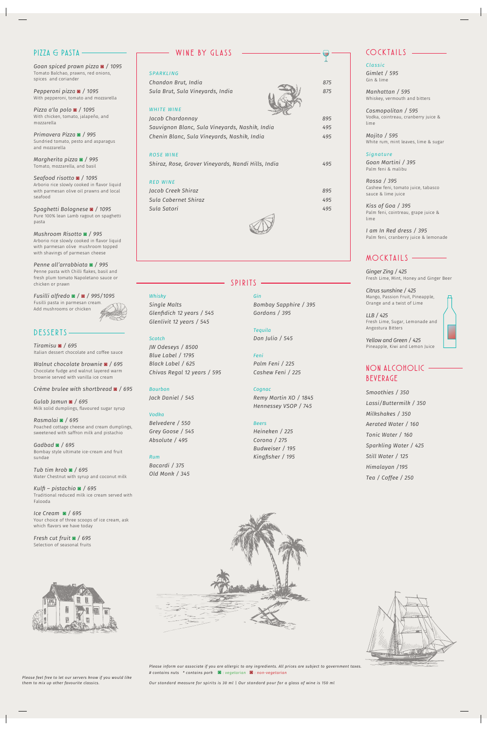## PIZZA & PASTA

*Goan spiced prawn pizza* ◙ / 1095
Tomato Balchao, prawns, red onions, spices and coriander

*Pepperoni pizza* ◙ / 1095
With pepperoni, tomato and mozzarella

*Pizza a'la polo* ◙ / 1095
With chicken, tomato, jalapeño, and mozzarella

*Primavera Pizza* ◙ / 995
Sundried tomato, pesto and asparagus and mozzarella

*Margherita pizza* ◙ / 995
Tomato, mozzarella, and basil

*Seafood risotto* ◙ / 1095
Arborio rice slowly cooked in flavor liquid with parmesan olive oil prawns and local seafood

*Spaghetti Bolognese* ◙ / 1095
Pure 100% lean Lamb ragout on spaghetti pasta

*Mushroom Risotto* ◙ / 995
Arborio rice slowly cooked in flavor liquid with parmesan olive mushroom topped with shavings of parmesan cheese

*Penne all'arrabbiata* ◙ / 995
Penne pasta with Chilli flakes, basil and fresh plum tomato Napoletano sauce or chicken or prawn

*Fusilli alfredo* ◙ / ◙ / 995/1095
Fusilli pasta in parmesan cream. Add mushrooms or chicken

## DESSERTS

*Tiramisu* ◙ / 695
Italian dessert chocolate and coffee sauce

*Walnut chocolate brownie* ◙ / 695
Chocolate fudge and walnut layered warm brownie served with vanilla ice cream

*Crème brulee with shortbread* ◙ / 695

*Gulab Jamun* ◙ / 695
Milk solid dumplings, flavoured sugar syrup

*Rasmalai* ◙ / 695
Poached cottage cheese and cream dumplings, sweetened with saffron milk and pistachio

*Gadbad* ◙ / 695
Bombay style ultimate ice-cream and fruit sundae

*Tub tim krob* ◙ / 695
Water Chestnut with syrup and coconut milk

*Kulfi – pistachio* ◙ / 695
Traditional reduced milk ice cream served with Falooda

*Ice Cream* ◙ / 695
Your choice of three scoops of ice cream, ask which flavors we have today

*Fresh cut fruit* ◙ / 695
Selection of seasonal fruits

## WINE BY GLASS

### SPARKLING

| | |
|---|---|
| Chandon Brut, India | 875 |
| Sula Brut, Sula Vineyards, India | 875 |

### WHITE WINE

| | |
|---|---|
| Jacob Chardonnay | 895 |
| Sauvignon Blanc, Sula Vineyards, Nashik, India | 495 |
| Chenin Blanc, Sula Vineyards, Nashik, India | 495 |

### ROSE WINE

| | |
|---|---|
| Shiraz, Rose, Grover Vineyards, Nandi Hills, India | 495 |

### RED WINE

| | |
|---|---|
| Jacob Creek Shiraz | 895 |
| Sula Cabernet Shiraz | 495 |
| Sula Satori | 495 |

## SPIRITS

### Whisky
*Single Malts*
*Glenfidich 12 years / 545*
*Glenlivit 12 years / 545*

### Scotch
*JW Odeseys / 8500*
*Blue Label / 1795*
*Black Label / 625*
*Chivas Regal 12 years / 595*

### Bourbon
*Jack Daniel / 545*

### Vodka
*Belvedere / 550*
*Grey Goose / 545*
*Absolute / 495*

### Rum
*Bacardi / 375*
*Old Monk / 345*

### Gin
*Bombay Sapphire / 395*
*Gordons / 395*

### Tequila
*Don Julio / 545*

### Feni
*Palm Feni / 225*
*Cashew Feni / 225*

### Cognac
*Remy Martin XO / 1845*
*Hennessey VSOP / 745*

### Beers
*Heineken / 225*
*Corona / 275*
*Budweiser / 195*
*Kingfisher / 195*

## COCKTAILS

### Classic

*Gimlet / 595*
Gin & lime

*Manhattan / 595*
Whiskey, vermouth and bitters

*Cosmopolitan / 595*
Vodka, cointreau, cranberry juice & lime

*Mojito / 595*
White rum, mint leaves, lime & sugar

### Signature

*Goan Martini / 395*
Palm feni & malibu

*Rossa / 395*
Cashew feni, tomato juice, tabasco sauce & lime juice

*Kiss of Goa / 395*
Palm feni, cointreau, grape juice & lime

*I am In Red dress / 395*
Palm feni, cranberry juice & lemonade

## MOCKTAILS

*Ginger Zing / 425*
Fresh Lime, Mint, Honey and Ginger Beer

*Citrus sunshine / 425*
Mango, Passion Fruit, Pineapple, Orange and a twist of Lime

*LLB / 425*
Fresh Lime, Sugar, Lemonade and Angostura Bitters

*Yellow and Green / 425*
Pineapple, Kiwi and Lemon Juice

## NON ALCOHOLIC BEVERAGE

*Smoothies / 350*
*Lassi/Buttermilk / 350*
*Milkshakes / 350*
*Aerated Water / 160*
*Tonic Water / 160*
*Sparkling Water / 425*
*Still Water / 125*
*Himalayan /195*
*Tea / Coffee / 250*

*Please feel free to let our servers know if you would like them to mix up other favourite classics.*

*Please inform our associate if you are allergic to any ingredients. All prices are subject to government taxes.*
*# contains nuts * contains pork ◙ : vegetarian ◙ : non-vegetarian*

*Our standard measure for spirits is 30 ml | Our standard pour for a glass of wine is 150 ml*